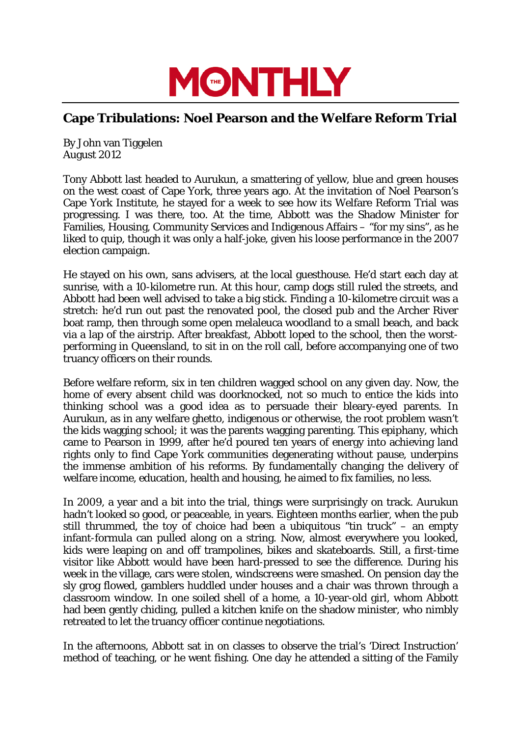# THE MONTHLY

## Cape Tribulations: Noel Pearson and the Welfare Reform Trial

By John van Tiggelen
August 2012

Tony Abbott last headed to Aurukun, a smattering of yellow, blue and green houses on the west coast of Cape York, three years ago. At the invitation of Noel Pearson's Cape York Institute, he stayed for a week to see how its Welfare Reform Trial was progressing. I was there, too. At the time, Abbott was the Shadow Minister for Families, Housing, Community Services and Indigenous Affairs – "for my sins", as he liked to quip, though it was only a half-joke, given his loose performance in the 2007 election campaign.

He stayed on his own, sans advisers, at the local guesthouse. He'd start each day at sunrise, with a 10-kilometre run. At this hour, camp dogs still ruled the streets, and Abbott had been well advised to take a big stick. Finding a 10-kilometre circuit was a stretch: he'd run out past the renovated pool, the closed pub and the Archer River boat ramp, then through some open melaleuca woodland to a small beach, and back via a lap of the airstrip. After breakfast, Abbott loped to the school, then the worst-performing in Queensland, to sit in on the roll call, before accompanying one of two truancy officers on their rounds.

Before welfare reform, six in ten children wagged school on any given day. Now, the home of every absent child was doorknocked, not so much to entice the kids into thinking school was a good idea as to persuade their bleary-eyed parents. In Aurukun, as in any welfare ghetto, indigenous or otherwise, the root problem wasn't the kids wagging school; it was the parents wagging parenting. This epiphany, which came to Pearson in 1999, after he'd poured ten years of energy into achieving land rights only to find Cape York communities degenerating without pause, underpins the immense ambition of his reforms. By fundamentally changing the delivery of welfare income, education, health and housing, he aimed to fix families, no less.

In 2009, a year and a bit into the trial, things were surprisingly on track. Aurukun hadn't looked so good, or peaceable, in years. Eighteen months earlier, when the pub still thrummed, the toy of choice had been a ubiquitous "tin truck" – an empty infant-formula can pulled along on a string. Now, almost everywhere you looked, kids were leaping on and off trampolines, bikes and skateboards. Still, a first-time visitor like Abbott would have been hard-pressed to see the difference. During his week in the village, cars were stolen, windscreens were smashed. On pension day the sly grog flowed, gamblers huddled under houses and a chair was thrown through a classroom window. In one soiled shell of a home, a 10-year-old girl, whom Abbott had been gently chiding, pulled a kitchen knife on the shadow minister, who nimbly retreated to let the truancy officer continue negotiations.

In the afternoons, Abbott sat in on classes to observe the trial's 'Direct Instruction' method of teaching, or he went fishing. One day he attended a sitting of the Family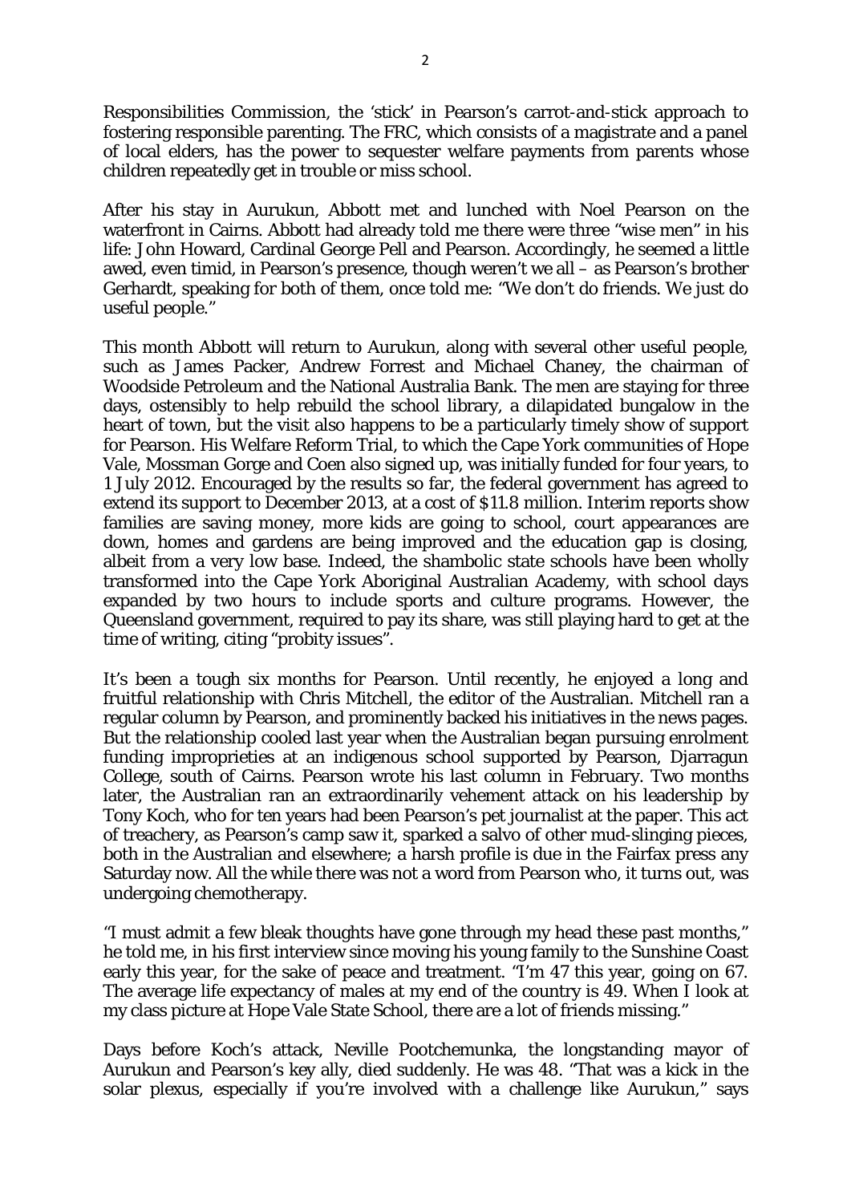Responsibilities Commission, the 'stick' in Pearson's carrot-and-stick approach to fostering responsible parenting. The FRC, which consists of a magistrate and a panel of local elders, has the power to sequester welfare payments from parents whose children repeatedly get in trouble or miss school.

After his stay in Aurukun, Abbott met and lunched with Noel Pearson on the waterfront in Cairns. Abbott had already told me there were three "wise men" in his life: John Howard, Cardinal George Pell and Pearson. Accordingly, he seemed a little awed, even timid, in Pearson's presence, though weren't we all – as Pearson's brother Gerhardt, speaking for both of them, once told me: "We don't do friends. We just do useful people."

This month Abbott will return to Aurukun, along with several other useful people, such as James Packer, Andrew Forrest and Michael Chaney, the chairman of Woodside Petroleum and the National Australia Bank. The men are staying for three days, ostensibly to help rebuild the school library, a dilapidated bungalow in the heart of town, but the visit also happens to be a particularly timely show of support for Pearson. His Welfare Reform Trial, to which the Cape York communities of Hope Vale, Mossman Gorge and Coen also signed up, was initially funded for four years, to 1 July 2012. Encouraged by the results so far, the federal government has agreed to extend its support to December 2013, at a cost of $11.8 million. Interim reports show families are saving money, more kids are going to school, court appearances are down, homes and gardens are being improved and the education gap is closing, albeit from a very low base. Indeed, the shambolic state schools have been wholly transformed into the Cape York Aboriginal Australian Academy, with school days expanded by two hours to include sports and culture programs. However, the Queensland government, required to pay its share, was still playing hard to get at the time of writing, citing "probity issues".

It's been a tough six months for Pearson. Until recently, he enjoyed a long and fruitful relationship with Chris Mitchell, the editor of the Australian. Mitchell ran a regular column by Pearson, and prominently backed his initiatives in the news pages. But the relationship cooled last year when the Australian began pursuing enrolment funding improprieties at an indigenous school supported by Pearson, Djarragun College, south of Cairns. Pearson wrote his last column in February. Two months later, the Australian ran an extraordinarily vehement attack on his leadership by Tony Koch, who for ten years had been Pearson's pet journalist at the paper. This act of treachery, as Pearson's camp saw it, sparked a salvo of other mud-slinging pieces, both in the Australian and elsewhere; a harsh profile is due in the Fairfax press any Saturday now. All the while there was not a word from Pearson who, it turns out, was undergoing chemotherapy.

"I must admit a few bleak thoughts have gone through my head these past months," he told me, in his first interview since moving his young family to the Sunshine Coast early this year, for the sake of peace and treatment. "I'm 47 this year, going on 67. The average life expectancy of males at my end of the country is 49. When I look at my class picture at Hope Vale State School, there are a lot of friends missing."

Days before Koch's attack, Neville Pootchemunka, the longstanding mayor of Aurukun and Pearson's key ally, died suddenly. He was 48. "That was a kick in the solar plexus, especially if you're involved with a challenge like Aurukun," says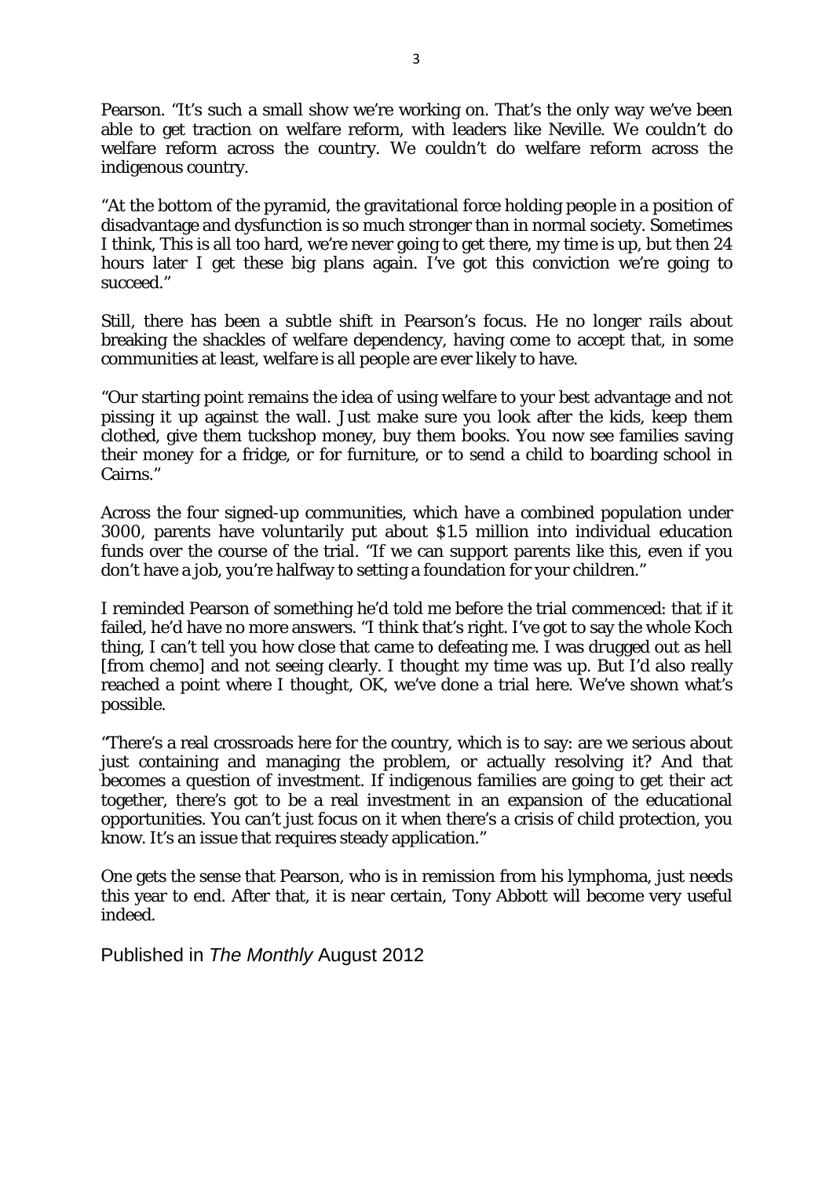Pearson. "It's such a small show we're working on. That's the only way we've been able to get traction on welfare reform, with leaders like Neville. We couldn't do welfare reform across the country. We couldn't do welfare reform across the indigenous country.

"At the bottom of the pyramid, the gravitational force holding people in a position of disadvantage and dysfunction is so much stronger than in normal society. Sometimes I think, This is all too hard, we're never going to get there, my time is up, but then 24 hours later I get these big plans again. I've got this conviction we're going to succeed."

Still, there has been a subtle shift in Pearson's focus. He no longer rails about breaking the shackles of welfare dependency, having come to accept that, in some communities at least, welfare is all people are ever likely to have.

"Our starting point remains the idea of using welfare to your best advantage and not pissing it up against the wall. Just make sure you look after the kids, keep them clothed, give them tuckshop money, buy them books. You now see families saving their money for a fridge, or for furniture, or to send a child to boarding school in Cairns."

Across the four signed-up communities, which have a combined population under 3000, parents have voluntarily put about $1.5 million into individual education funds over the course of the trial. "If we can support parents like this, even if you don't have a job, you're halfway to setting a foundation for your children."

I reminded Pearson of something he'd told me before the trial commenced: that if it failed, he'd have no more answers. "I think that's right. I've got to say the whole Koch thing, I can't tell you how close that came to defeating me. I was drugged out as hell [from chemo] and not seeing clearly. I thought my time was up. But I'd also really reached a point where I thought, OK, we've done a trial here. We've shown what's possible.

"There's a real crossroads here for the country, which is to say: are we serious about just containing and managing the problem, or actually resolving it? And that becomes a question of investment. If indigenous families are going to get their act together, there's got to be a real investment in an expansion of the educational opportunities. You can't just focus on it when there's a crisis of child protection, you know. It's an issue that requires steady application."

One gets the sense that Pearson, who is in remission from his lymphoma, just needs this year to end. After that, it is near certain, Tony Abbott will become very useful indeed.

Published in *The Monthly* August 2012